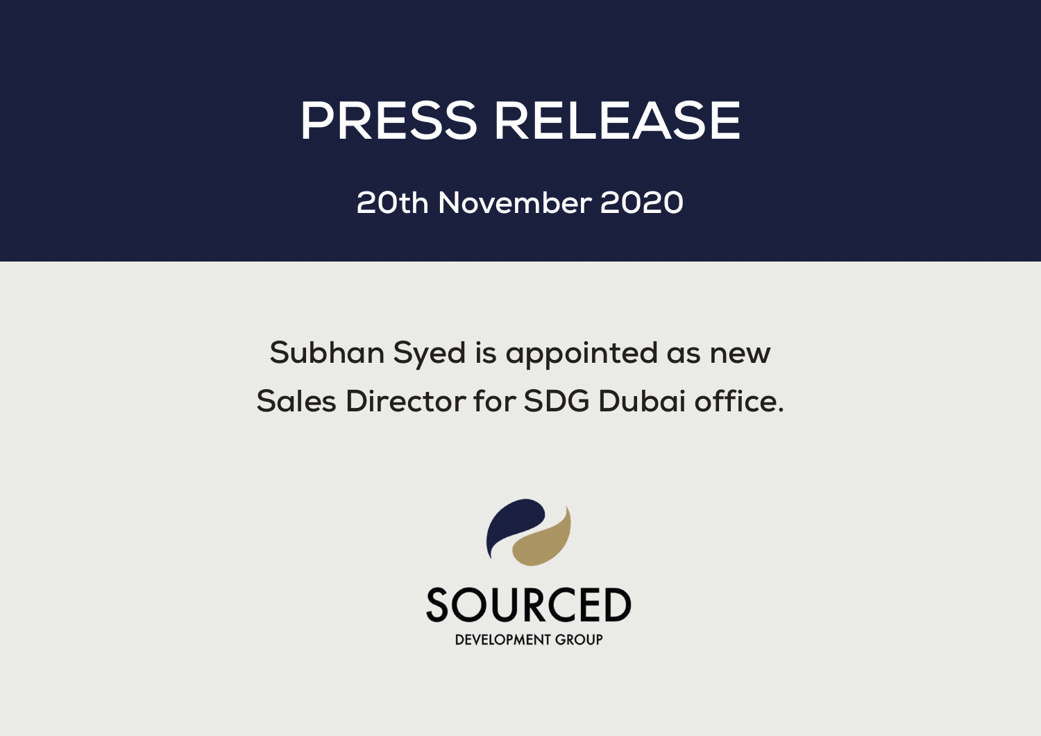# PRESS RELEASE

## 20th November 2020

Subhan Syed is appointed as new Sales Director for SDG Dubai office.

SOURCED

DEVELOPMENT GROUP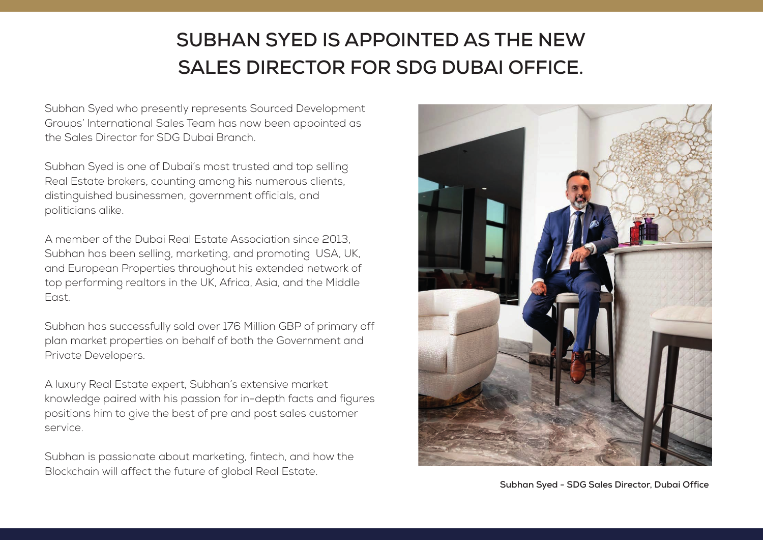# SUBHAN SYED IS APPOINTED AS THE NEW SALES DIRECTOR FOR SDG DUBAI OFFICE.

Subhan Syed who presently represents Sourced Development Groups' International Sales Team has now been appointed as the Sales Director for SDG Dubai Branch.

Subhan Syed is one of Dubai's most trusted and top selling Real Estate brokers, counting among his numerous clients, distinguished businessmen, government officials, and politicians alike.

A member of the Dubai Real Estate Association since 2013, Subhan has been selling, marketing, and promoting USA, UK, and European Properties throughout his extended network of top performing realtors in the UK, Africa, Asia, and the Middle East.

Subhan has successfully sold over 176 Million GBP of primary off plan market properties on behalf of both the Government and Private Developers.

A luxury Real Estate expert, Subhan's extensive market knowledge paired with his passion for in-depth facts and figures positions him to give the best of pre and post sales customer service.

Subhan is passionate about marketing, fintech, and how the Blockchain will affect the future of global Real Estate.

**Subhan Syed - SDG Sales Director, Dubai Office**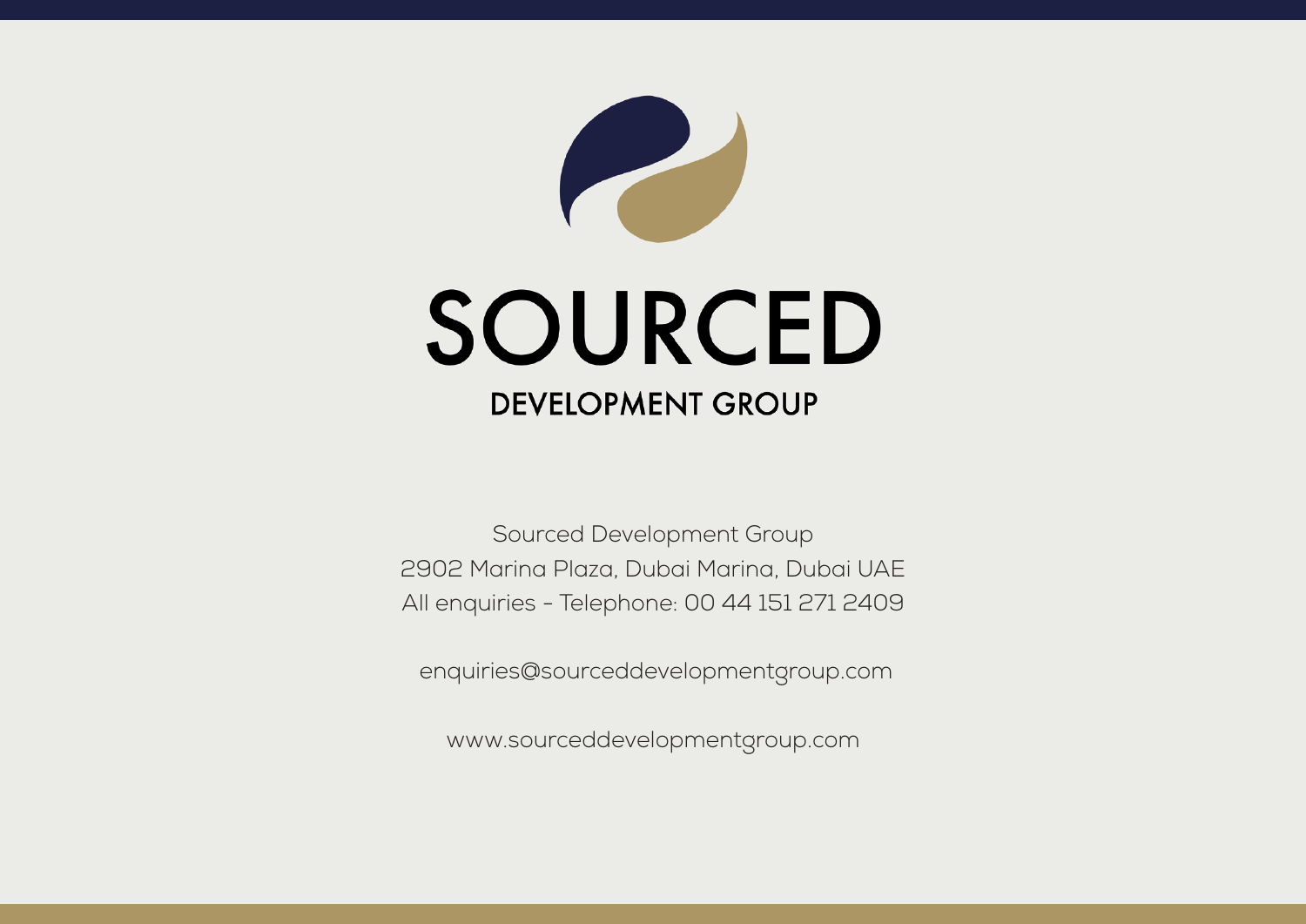# SOURCED

## DEVELOPMENT GROUP

Sourced Development Group
2902 Marina Plaza, Dubai Marina, Dubai UAE
All enquiries - Telephone: 00 44 151 271 2409

enquiries@sourceddevelopmentgroup.com

www.sourceddevelopmentgroup.com